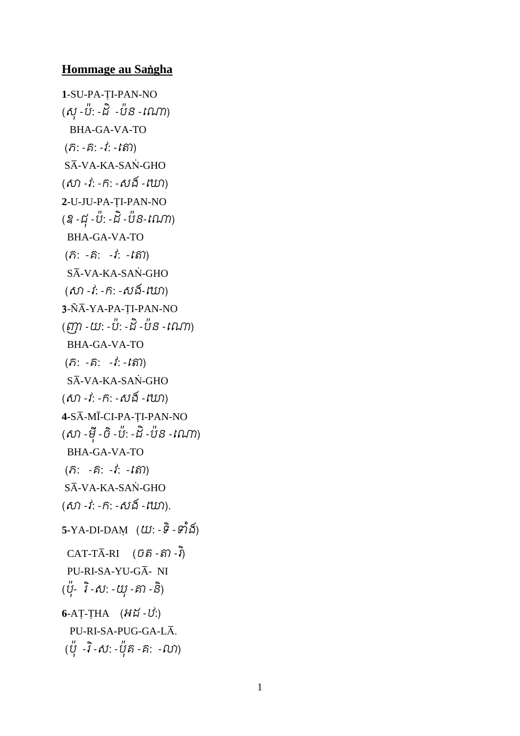**Hommage au Saṅgha**

**1**-SU-PA-ṬI-PAN-NO
(សុ -ប៉ះ -ដិ -ប៉ន -ណោ)
BHA-GA-VA-TO
(ភ: -គ: -វ: -តោ)
SĀ-VA-KA-SAṄ-GHO
(សា -វ: -ក: -សង៉ -ឃោ)

**2**-U-JU-PA-ṬI-PAN-NO
(ឧ -ជុ -ប៉ះ -ដិ -ប៉ន-ណោ)
BHA-GA-VA-TO
(ភ: -គ: -វ: -តោ)
SĀ-VA-KA-SAṄ-GHO
(សា -វ: -ក: -សង៉-ឃោ)

**3**-ÑĀ-YA-PA-ṬI-PAN-NO
(ញា -យ: -ប៉ះ -ដិ -ប៉ន -ណោ)
BHA-GA-VA-TO
(ភ: -គ: -វ: -តោ)
SĀ-VA-KA-SAṄ-GHO
(សា -វ: -ក: -សង៉ -ឃោ)

**4**-SĀ-MĪ-CI-PA-ṬI-PAN-NO
(សា -មី -ចិ -ប៉ះ -ដិ -ប៉ន -ណោ)
BHA-GA-VA-TO
(ភ: -គ: -វ: -តោ)
SĀ-VA-KA-SAṄ-GHO
(សា -វ: -ក: -សង៉ -ឃោ).

**5**-YA-DI-DAṂ (យ: -ទិ -ទាំង៉)
CAT-TĀ-RI (ចត -តា -រិ)
PU-RI-SA-YU-GĀ- NI
(ប៉ុ- រិ -ស: -យុ -គា -និ)

**6**-AṬ-ṬHA (អដ -ឋ:)
PU-RI-SA-PUG-GA-LĀ.
(ប៉ុ -រិ -ស: -ប៉ុគ -គ: -លា)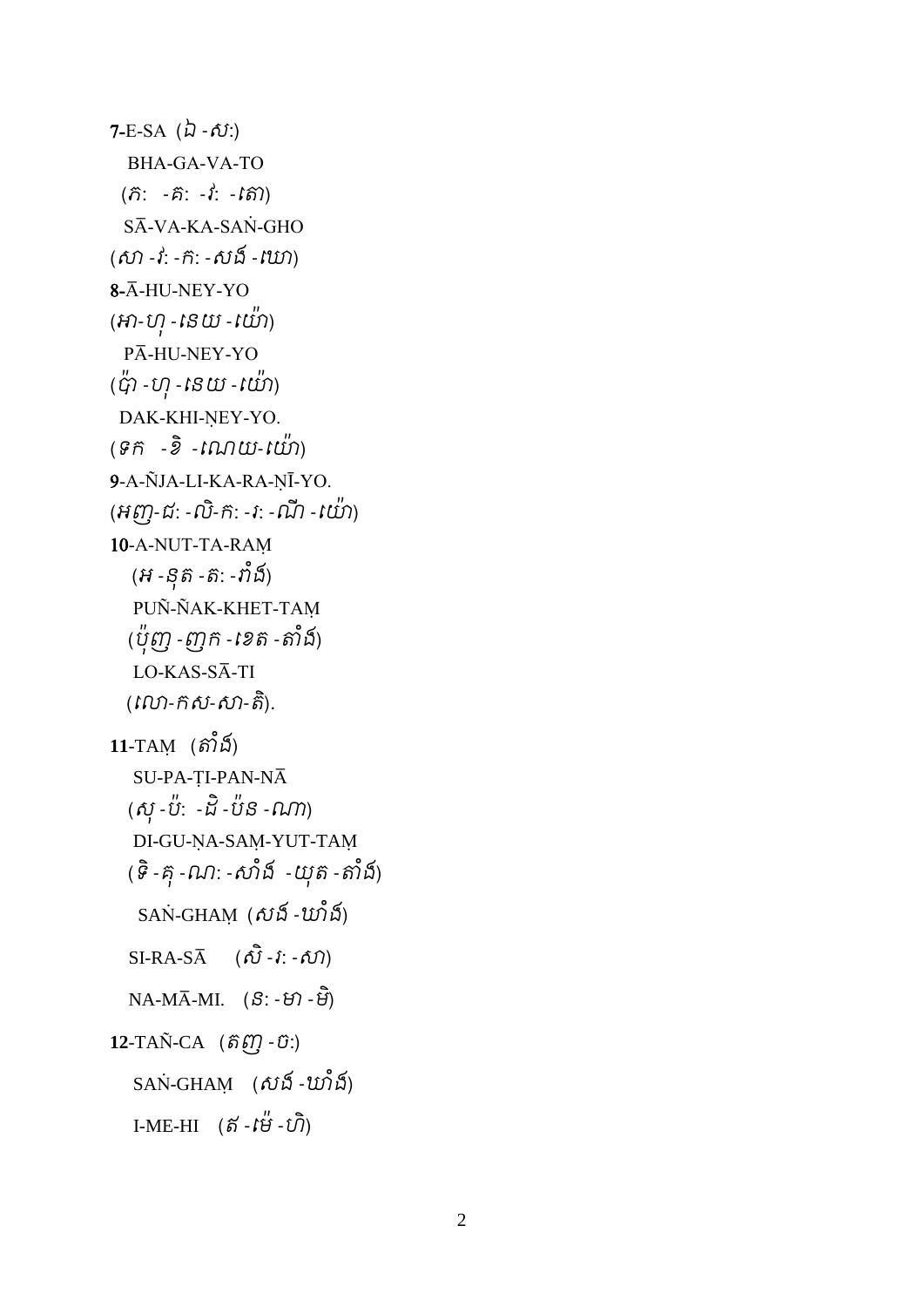**7-**E-SA (ឯ -សៈ)

BHA-GA-VA-TO

(ភៈ -គៈ -វៈ -តោ)

SĀ-VA-KA-SAṄ-GHO

(សា -វៈ -កៈ -សង៍ -ឃោ)

**8-**Ā-HU-NEY-YO

(អា-ហុ -នេយ -យ៉ោ)

PĀ-HU-NEY-YO

(ប៉ា -ហុ -នេយ -យ៉ោ)

DAK-KHI-ṆEY-YO.

(ទក -ខិ -ណេយ-យ៉ោ)

**9**-A-ÑJA-LI-KA-RA-ṆĪ-YO.

(អញ-ជៈ -លិ-កៈ -រៈ -ណី -យ៉ោ)

**10**-A-NUT-TA-RAṂ

(អ -នុត -តៈ -រាំង៍)

PUÑ-ÑAK-KHET-TAṂ

(ប៉ុញ -ញក -ខេត -តាំង៍)

LO-KAS-SĀ-TI

(លោ-កស-សា-តិ).

**11**-TAṂ (តាំង៍)

SU-PA-ṬI-PAN-NĀ

(សុ -ប៉ៈ -ដិ -ប៉ន -ណា)

DI-GU-ṆA-SAṂ-YUT-TAṂ

(ទិ -គុ -ណាៈ -សាំង៍ -យុត -តាំង៍)

SAṄ-GHAṂ (សង៍ -ឃាំង៍)

SI-RA-SĀ (សិ -រៈ -សា)

NA-MĀ-MI. (នៈ -មា -មិ)

**12**-TAÑ-CA (តញ -ចៈ)

SAṄ-GHAṂ (សង៍ -ឃាំង៍)

I-ME-HI (ឥ -ម៉េ -ហិ)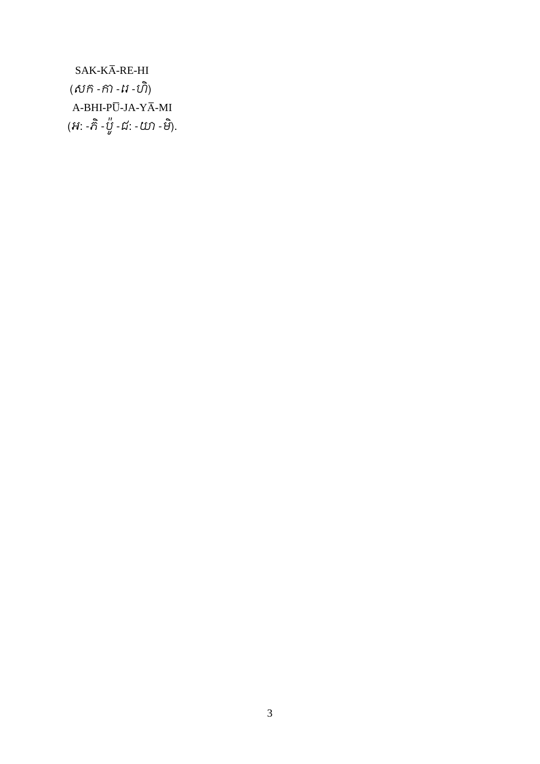SAK-KĀ-RE-HI

(សក -កា -រេ -ហិ)

A-BHI-PŪ-JA-YĀ-MI

(អ: -ភិ -ប៉ូ -ជ: -យា -មិ).